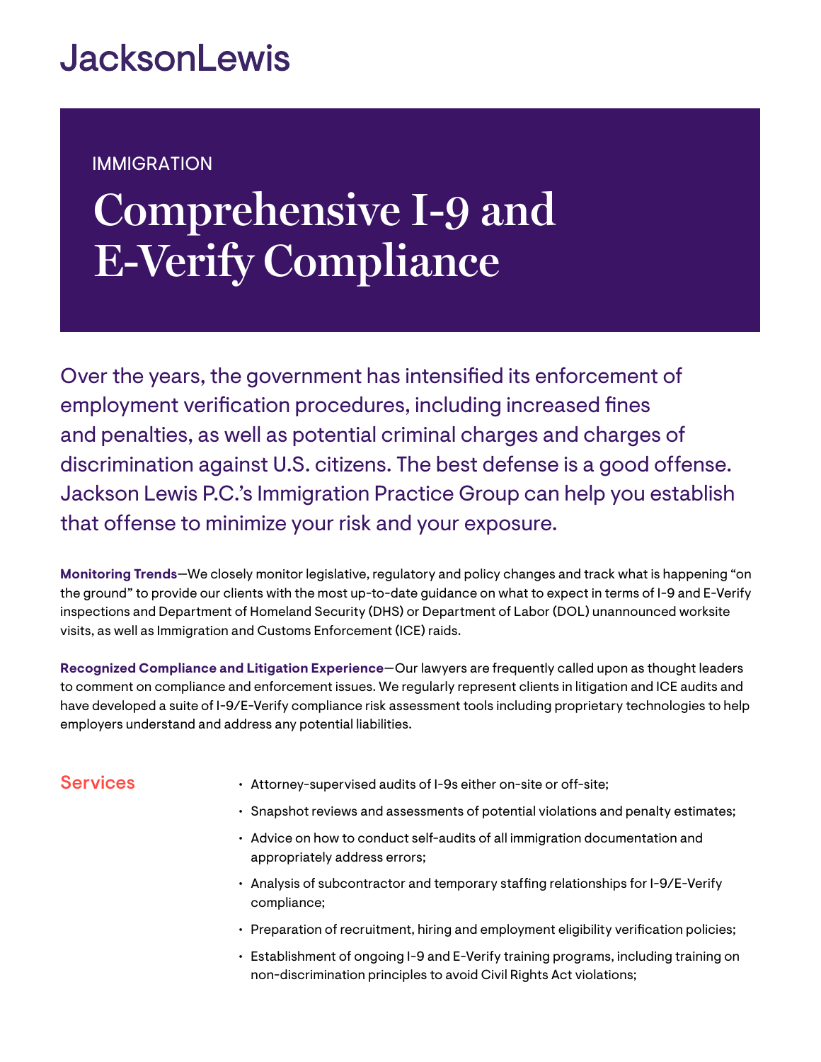JacksonLewis

IMMIGRATION

# Comprehensive I-9 and E-Verify Compliance

Over the years, the government has intensified its enforcement of employment verification procedures, including increased fines and penalties, as well as potential criminal charges and charges of discrimination against U.S. citizens. The best defense is a good offense. Jackson Lewis P.C.'s Immigration Practice Group can help you establish that offense to minimize your risk and your exposure.

**Monitoring Trends**—We closely monitor legislative, regulatory and policy changes and track what is happening "on the ground" to provide our clients with the most up-to-date guidance on what to expect in terms of I-9 and E-Verify inspections and Department of Homeland Security (DHS) or Department of Labor (DOL) unannounced worksite visits, as well as Immigration and Customs Enforcement (ICE) raids.

**Recognized Compliance and Litigation Experience**—Our lawyers are frequently called upon as thought leaders to comment on compliance and enforcement issues. We regularly represent clients in litigation and ICE audits and have developed a suite of I-9/E-Verify compliance risk assessment tools including proprietary technologies to help employers understand and address any potential liabilities.

## Services

- Attorney-supervised audits of I-9s either on-site or off-site;
- Snapshot reviews and assessments of potential violations and penalty estimates;
- Advice on how to conduct self-audits of all immigration documentation and appropriately address errors;
- Analysis of subcontractor and temporary staffing relationships for I-9/E-Verify compliance;
- Preparation of recruitment, hiring and employment eligibility verification policies;
- Establishment of ongoing I-9 and E-Verify training programs, including training on non-discrimination principles to avoid Civil Rights Act violations;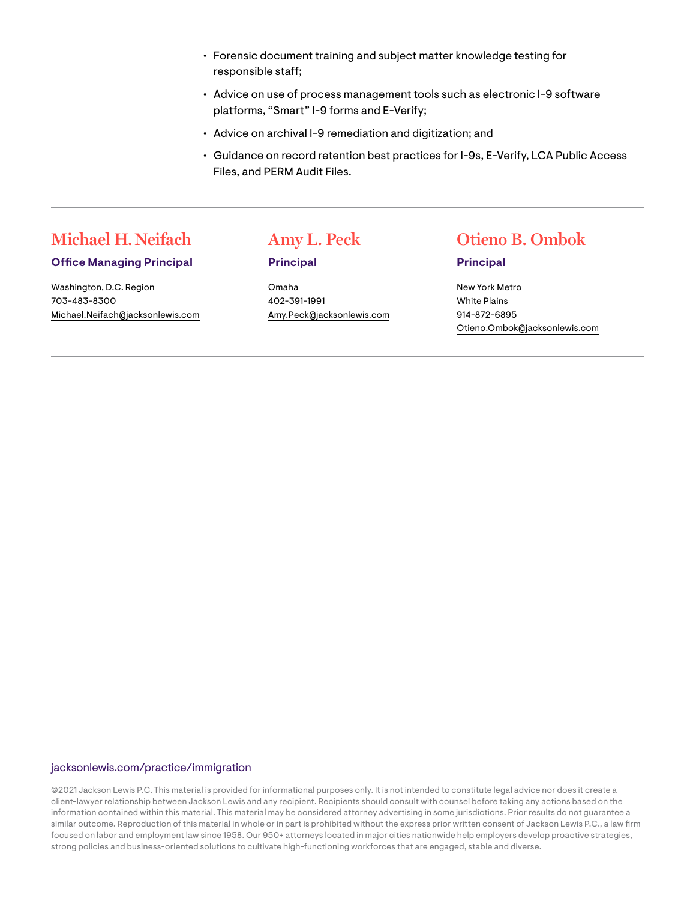- Forensic document training and subject matter knowledge testing for responsible staff;
- Advice on use of process management tools such as electronic I-9 software platforms, “Smart” I-9 forms and E-Verify;
- Advice on archival I-9 remediation and digitization; and
- Guidance on record retention best practices for I-9s, E-Verify, LCA Public Access Files, and PERM Audit Files.

---

## Michael H. Neifach

**Office Managing Principal**

Washington, D.C. Region
703-483-8300
Michael.Neifach@jacksonlewis.com

## Amy L. Peck

**Principal**

Omaha
402-391-1991
Amy.Peck@jacksonlewis.com

## Otieno B. Ombok

**Principal**

New York Metro
White Plains
914-872-6895
Otieno.Ombok@jacksonlewis.com

---

jacksonlewis.com/practice/immigration

©2021 Jackson Lewis P.C. This material is provided for informational purposes only. It is not intended to constitute legal advice nor does it create a client-lawyer relationship between Jackson Lewis and any recipient. Recipients should consult with counsel before taking any actions based on the information contained within this material. This material may be considered attorney advertising in some jurisdictions. Prior results do not guarantee a similar outcome. Reproduction of this material in whole or in part is prohibited without the express prior written consent of Jackson Lewis P.C., a law firm focused on labor and employment law since 1958. Our 950+ attorneys located in major cities nationwide help employers develop proactive strategies, strong policies and business-oriented solutions to cultivate high-functioning workforces that are engaged, stable and diverse.